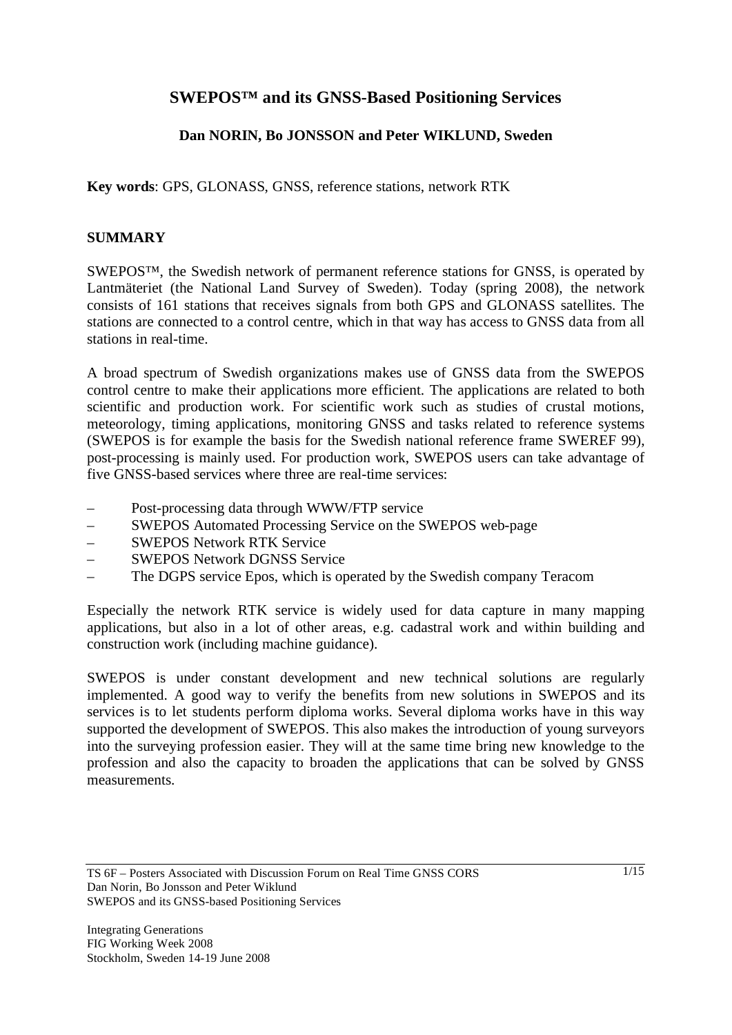# SWEPOS™ and its GNSS-Based Positioning Services

**Dan NORIN, Bo JONSSON and Peter WIKLUND, Sweden**

**Key words**: GPS, GLONASS, GNSS, reference stations, network RTK

## SUMMARY

SWEPOS™, the Swedish network of permanent reference stations for GNSS, is operated by Lantmäteriet (the National Land Survey of Sweden). Today (spring 2008), the network consists of 161 stations that receives signals from both GPS and GLONASS satellites. The stations are connected to a control centre, which in that way has access to GNSS data from all stations in real-time.

A broad spectrum of Swedish organizations makes use of GNSS data from the SWEPOS control centre to make their applications more efficient. The applications are related to both scientific and production work. For scientific work such as studies of crustal motions, meteorology, timing applications, monitoring GNSS and tasks related to reference systems (SWEPOS is for example the basis for the Swedish national reference frame SWEREF 99), post-processing is mainly used. For production work, SWEPOS users can take advantage of five GNSS-based services where three are real-time services:

- Post-processing data through WWW/FTP service
- SWEPOS Automated Processing Service on the SWEPOS web-page
- SWEPOS Network RTK Service
- SWEPOS Network DGNSS Service
- The DGPS service Epos, which is operated by the Swedish company Teracom

Especially the network RTK service is widely used for data capture in many mapping applications, but also in a lot of other areas, e.g. cadastral work and within building and construction work (including machine guidance).

SWEPOS is under constant development and new technical solutions are regularly implemented. A good way to verify the benefits from new solutions in SWEPOS and its services is to let students perform diploma works. Several diploma works have in this way supported the development of SWEPOS. This also makes the introduction of young surveyors into the surveying profession easier. They will at the same time bring new knowledge to the profession and also the capacity to broaden the applications that can be solved by GNSS measurements.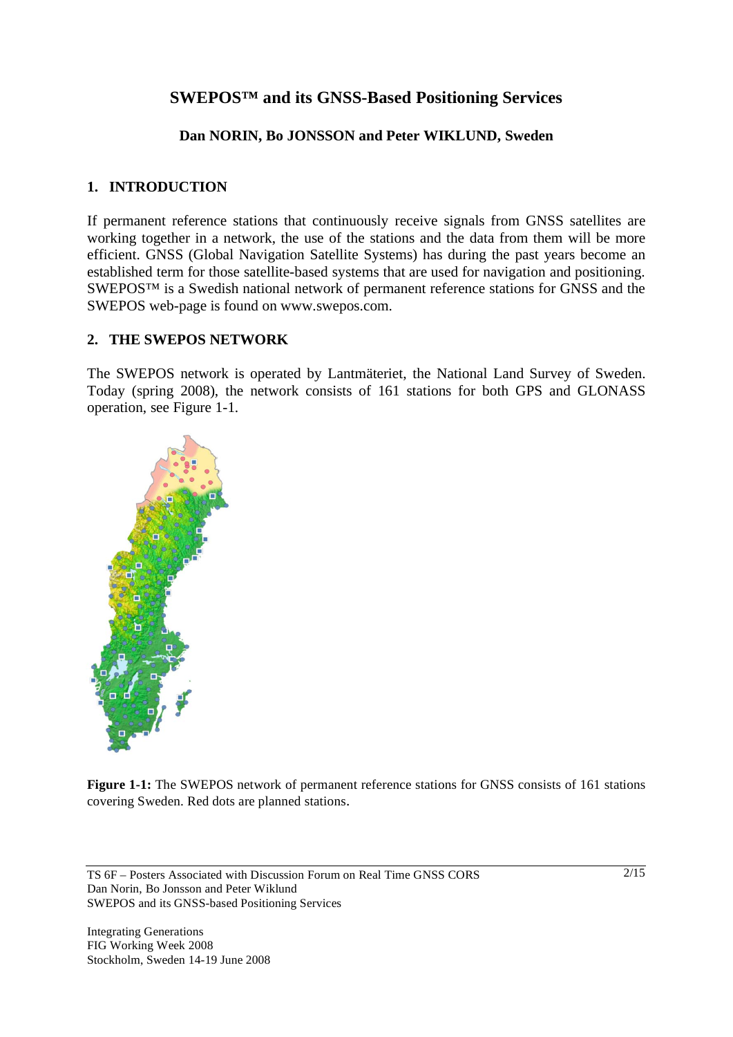# SWEPOS™ and its GNSS-Based Positioning Services

**Dan NORIN, Bo JONSSON and Peter WIKLUND, Sweden**

## 1. INTRODUCTION

If permanent reference stations that continuously receive signals from GNSS satellites are working together in a network, the use of the stations and the data from them will be more efficient. GNSS (Global Navigation Satellite Systems) has during the past years become an established term for those satellite-based systems that are used for navigation and positioning. SWEPOS™ is a Swedish national network of permanent reference stations for GNSS and the SWEPOS web-page is found on www.swepos.com.

## 2. THE SWEPOS NETWORK

The SWEPOS network is operated by Lantmäteriet, the National Land Survey of Sweden. Today (spring 2008), the network consists of 161 stations for both GPS and GLONASS operation, see Figure 1-1.

**Figure 1-1:** The SWEPOS network of permanent reference stations for GNSS consists of 161 stations covering Sweden. Red dots are planned stations.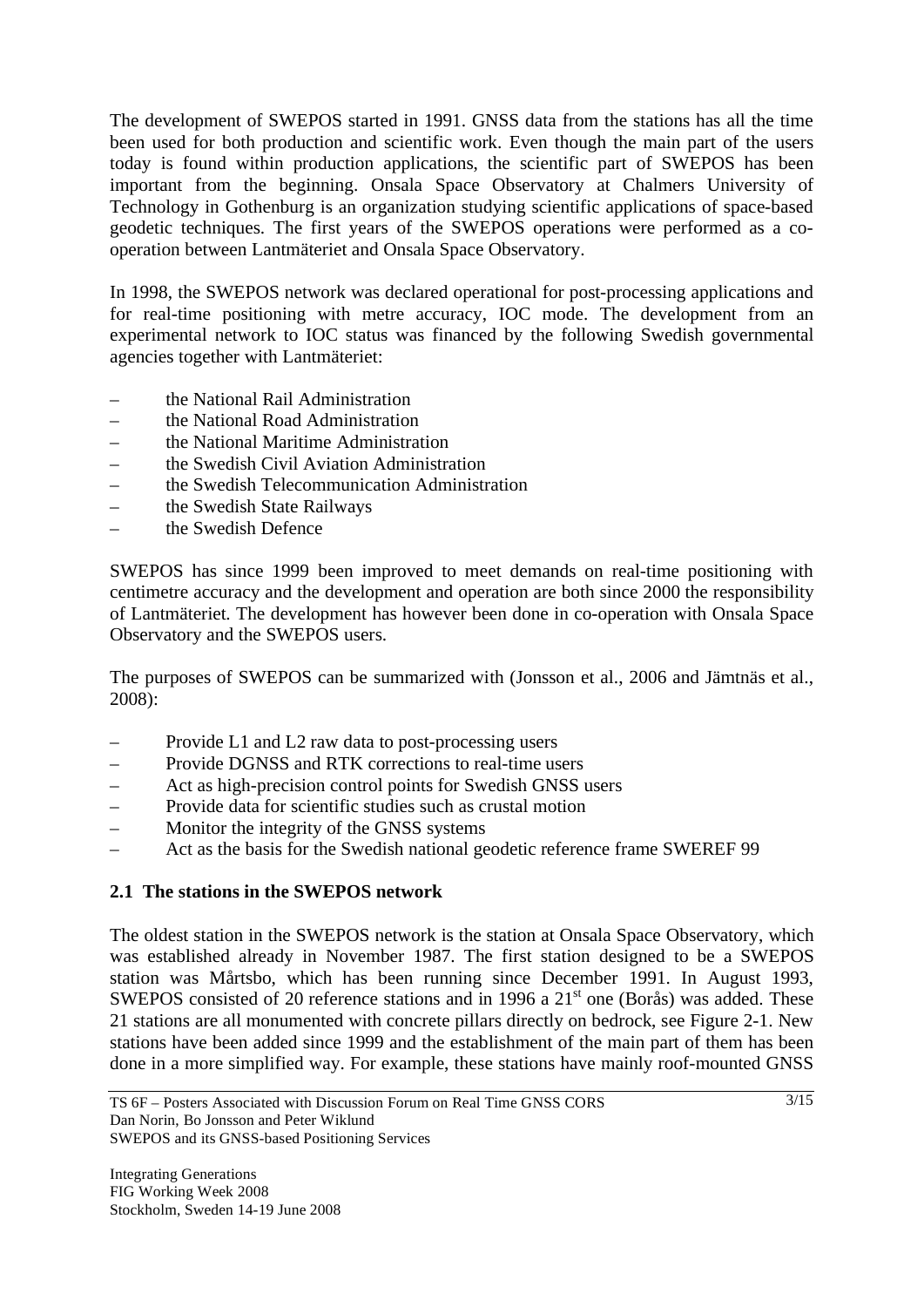The development of SWEPOS started in 1991. GNSS data from the stations has all the time been used for both production and scientific work. Even though the main part of the users today is found within production applications, the scientific part of SWEPOS has been important from the beginning. Onsala Space Observatory at Chalmers University of Technology in Gothenburg is an organization studying scientific applications of space-based geodetic techniques. The first years of the SWEPOS operations were performed as a co-operation between Lantmäteriet and Onsala Space Observatory.

In 1998, the SWEPOS network was declared operational for post-processing applications and for real-time positioning with metre accuracy, IOC mode. The development from an experimental network to IOC status was financed by the following Swedish governmental agencies together with Lantmäteriet:

- the National Rail Administration
- the National Road Administration
- the National Maritime Administration
- the Swedish Civil Aviation Administration
- the Swedish Telecommunication Administration
- the Swedish State Railways
- the Swedish Defence

SWEPOS has since 1999 been improved to meet demands on real-time positioning with centimetre accuracy and the development and operation are both since 2000 the responsibility of Lantmäteriet. The development has however been done in co-operation with Onsala Space Observatory and the SWEPOS users.

The purposes of SWEPOS can be summarized with (Jonsson et al., 2006 and Jämtnäs et al., 2008):

- Provide L1 and L2 raw data to post-processing users
- Provide DGNSS and RTK corrections to real-time users
- Act as high-precision control points for Swedish GNSS users
- Provide data for scientific studies such as crustal motion
- Monitor the integrity of the GNSS systems
- Act as the basis for the Swedish national geodetic reference frame SWEREF 99

## 2.1 The stations in the SWEPOS network

The oldest station in the SWEPOS network is the station at Onsala Space Observatory, which was established already in November 1987. The first station designed to be a SWEPOS station was Mårtsbo, which has been running since December 1991. In August 1993, SWEPOS consisted of 20 reference stations and in 1996 a 21st one (Borås) was added. These 21 stations are all monumented with concrete pillars directly on bedrock, see Figure 2-1. New stations have been added since 1999 and the establishment of the main part of them has been done in a more simplified way. For example, these stations have mainly roof-mounted GNSS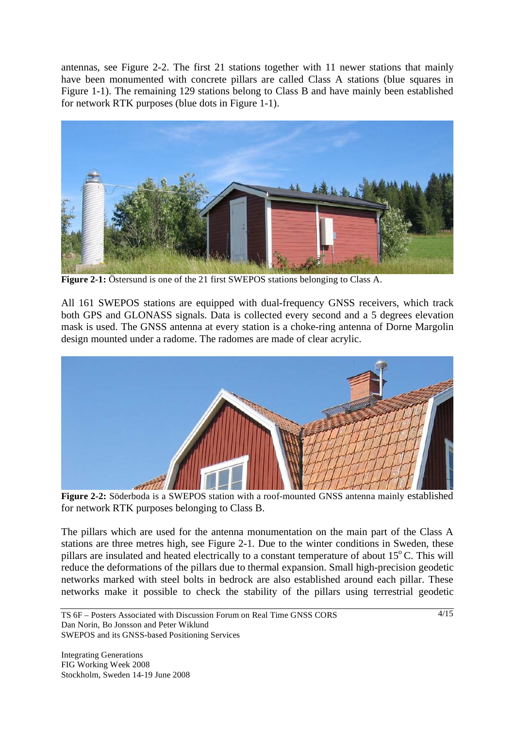antennas, see Figure 2-2. The first 21 stations together with 11 newer stations that mainly have been monumented with concrete pillars are called Class A stations (blue squares in Figure 1-1). The remaining 129 stations belong to Class B and have mainly been established for network RTK purposes (blue dots in Figure 1-1).

**Figure 2-1:** Östersund is one of the 21 first SWEPOS stations belonging to Class A.

All 161 SWEPOS stations are equipped with dual-frequency GNSS receivers, which track both GPS and GLONASS signals. Data is collected every second and a 5 degrees elevation mask is used. The GNSS antenna at every station is a choke-ring antenna of Dorne Margolin design mounted under a radome. The radomes are made of clear acrylic.

**Figure 2-2:** Söderboda is a SWEPOS station with a roof-mounted GNSS antenna mainly established for network RTK purposes belonging to Class B.

The pillars which are used for the antenna monumentation on the main part of the Class A stations are three metres high, see Figure 2-1. Due to the winter conditions in Sweden, these pillars are insulated and heated electrically to a constant temperature of about 15$^{o}$ C. This will reduce the deformations of the pillars due to thermal expansion. Small high-precision geodetic networks marked with steel bolts in bedrock are also established around each pillar. These networks make it possible to check the stability of the pillars using terrestrial geodetic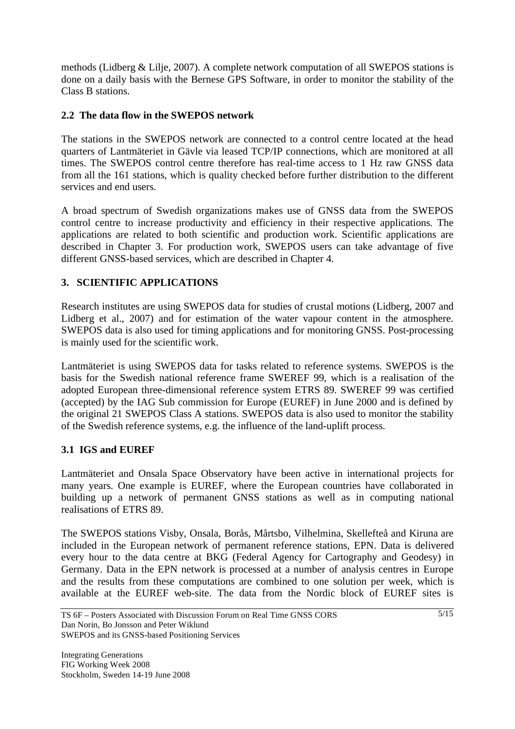methods (Lidberg & Lilje, 2007). A complete network computation of all SWEPOS stations is done on a daily basis with the Bernese GPS Software, in order to monitor the stability of the Class B stations.

## 2.2 The data flow in the SWEPOS network

The stations in the SWEPOS network are connected to a control centre located at the head quarters of Lantmäteriet in Gävle via leased TCP/IP connections, which are monitored at all times. The SWEPOS control centre therefore has real-time access to 1 Hz raw GNSS data from all the 161 stations, which is quality checked before further distribution to the different services and end users.

A broad spectrum of Swedish organizations makes use of GNSS data from the SWEPOS control centre to increase productivity and efficiency in their respective applications. The applications are related to both scientific and production work. Scientific applications are described in Chapter 3. For production work, SWEPOS users can take advantage of five different GNSS-based services, which are described in Chapter 4.

# 3. SCIENTIFIC APPLICATIONS

Research institutes are using SWEPOS data for studies of crustal motions (Lidberg, 2007 and Lidberg et al., 2007) and for estimation of the water vapour content in the atmosphere. SWEPOS data is also used for timing applications and for monitoring GNSS. Post-processing is mainly used for the scientific work.

Lantmäteriet is using SWEPOS data for tasks related to reference systems. SWEPOS is the basis for the Swedish national reference frame SWEREF 99, which is a realisation of the adopted European three-dimensional reference system ETRS 89. SWEREF 99 was certified (accepted) by the IAG Sub commission for Europe (EUREF) in June 2000 and is defined by the original 21 SWEPOS Class A stations. SWEPOS data is also used to monitor the stability of the Swedish reference systems, e.g. the influence of the land-uplift process.

## 3.1 IGS and EUREF

Lantmäteriet and Onsala Space Observatory have been active in international projects for many years. One example is EUREF, where the European countries have collaborated in building up a network of permanent GNSS stations as well as in computing national realisations of ETRS 89.

The SWEPOS stations Visby, Onsala, Borås, Mårtsbo, Vilhelmina, Skellefteå and Kiruna are included in the European network of permanent reference stations, EPN. Data is delivered every hour to the data centre at BKG (Federal Agency for Cartography and Geodesy) in Germany. Data in the EPN network is processed at a number of analysis centres in Europe and the results from these computations are combined to one solution per week, which is available at the EUREF web-site. The data from the Nordic block of EUREF sites is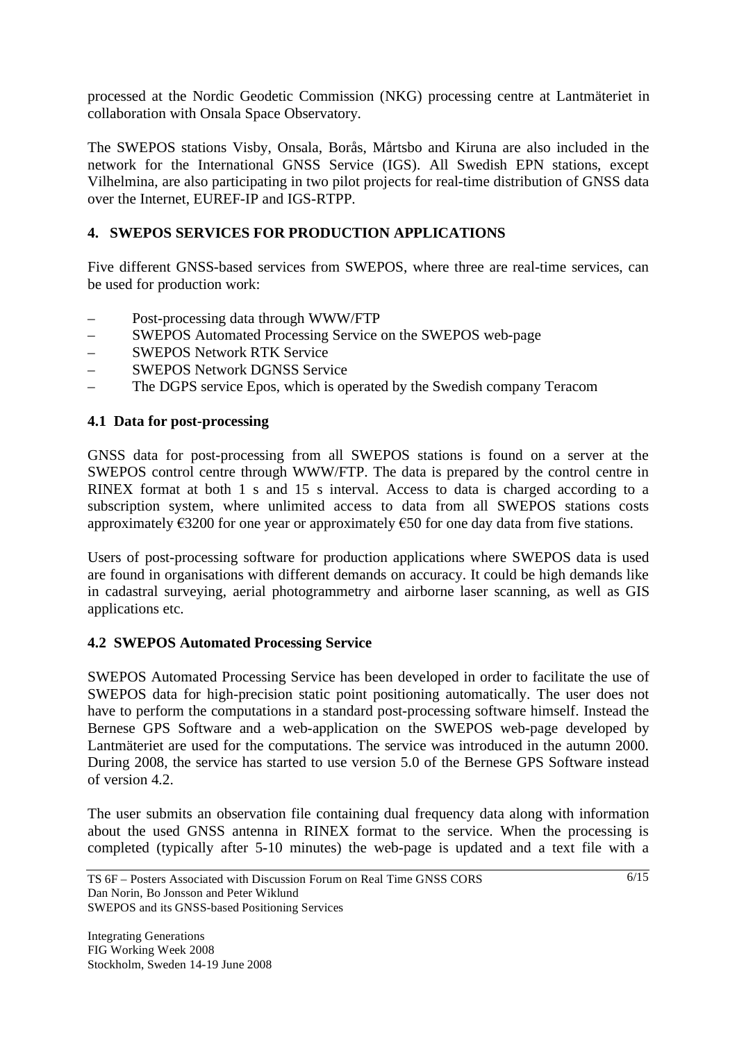processed at the Nordic Geodetic Commission (NKG) processing centre at Lantmäteriet in collaboration with Onsala Space Observatory.

The SWEPOS stations Visby, Onsala, Borås, Mårtsbo and Kiruna are also included in the network for the International GNSS Service (IGS). All Swedish EPN stations, except Vilhelmina, are also participating in two pilot projects for real-time distribution of GNSS data over the Internet, EUREF-IP and IGS-RTPP.

## 4. SWEPOS SERVICES FOR PRODUCTION APPLICATIONS

Five different GNSS-based services from SWEPOS, where three are real-time services, can be used for production work:

- Post-processing data through WWW/FTP
- SWEPOS Automated Processing Service on the SWEPOS web-page
- SWEPOS Network RTK Service
- SWEPOS Network DGNSS Service
- The DGPS service Epos, which is operated by the Swedish company Teracom

### 4.1 Data for post-processing

GNSS data for post-processing from all SWEPOS stations is found on a server at the SWEPOS control centre through WWW/FTP. The data is prepared by the control centre in RINEX format at both 1 s and 15 s interval. Access to data is charged according to a subscription system, where unlimited access to data from all SWEPOS stations costs approximately €3200 for one year or approximately €50 for one day data from five stations.

Users of post-processing software for production applications where SWEPOS data is used are found in organisations with different demands on accuracy. It could be high demands like in cadastral surveying, aerial photogrammetry and airborne laser scanning, as well as GIS applications etc.

### 4.2 SWEPOS Automated Processing Service

SWEPOS Automated Processing Service has been developed in order to facilitate the use of SWEPOS data for high-precision static point positioning automatically. The user does not have to perform the computations in a standard post-processing software himself. Instead the Bernese GPS Software and a web-application on the SWEPOS web-page developed by Lantmäteriet are used for the computations. The service was introduced in the autumn 2000. During 2008, the service has started to use version 5.0 of the Bernese GPS Software instead of version 4.2.

The user submits an observation file containing dual frequency data along with information about the used GNSS antenna in RINEX format to the service. When the processing is completed (typically after 5-10 minutes) the web-page is updated and a text file with a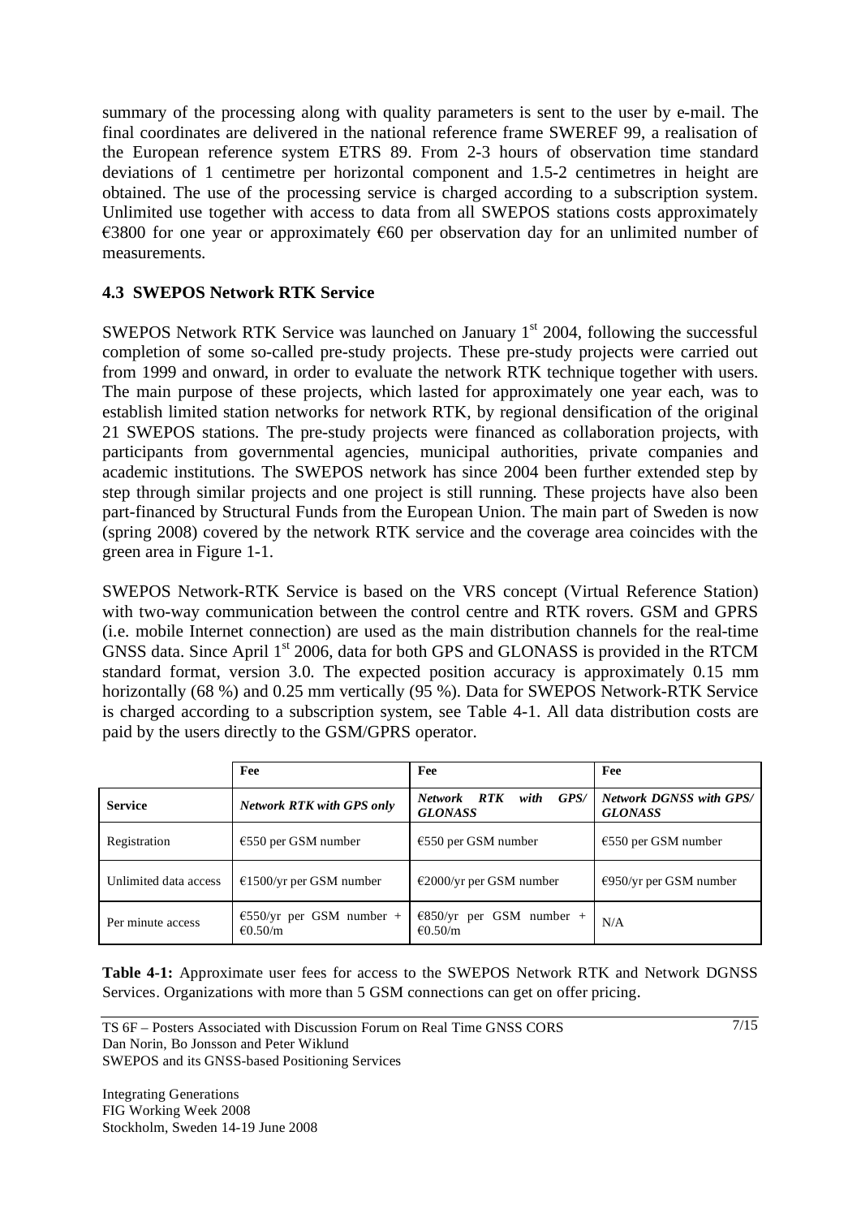summary of the processing along with quality parameters is sent to the user by e-mail. The final coordinates are delivered in the national reference frame SWEREF 99, a realisation of the European reference system ETRS 89. From 2-3 hours of observation time standard deviations of 1 centimetre per horizontal component and 1.5-2 centimetres in height are obtained. The use of the processing service is charged according to a subscription system. Unlimited use together with access to data from all SWEPOS stations costs approximately €3800 for one year or approximately €60 per observation day for an unlimited number of measurements.

### 4.3 SWEPOS Network RTK Service

SWEPOS Network RTK Service was launched on January 1st 2004, following the successful completion of some so-called pre-study projects. These pre-study projects were carried out from 1999 and onward, in order to evaluate the network RTK technique together with users. The main purpose of these projects, which lasted for approximately one year each, was to establish limited station networks for network RTK, by regional densification of the original 21 SWEPOS stations. The pre-study projects were financed as collaboration projects, with participants from governmental agencies, municipal authorities, private companies and academic institutions. The SWEPOS network has since 2004 been further extended step by step through similar projects and one project is still running. These projects have also been part-financed by Structural Funds from the European Union. The main part of Sweden is now (spring 2008) covered by the network RTK service and the coverage area coincides with the green area in Figure 1-1.

SWEPOS Network-RTK Service is based on the VRS concept (Virtual Reference Station) with two-way communication between the control centre and RTK rovers. GSM and GPRS (i.e. mobile Internet connection) are used as the main distribution channels for the real-time GNSS data. Since April 1st 2006, data for both GPS and GLONASS is provided in the RTCM standard format, version 3.0. The expected position accuracy is approximately 0.15 mm horizontally (68 %) and 0.25 mm vertically (95 %). Data for SWEPOS Network-RTK Service is charged according to a subscription system, see Table 4-1. All data distribution costs are paid by the users directly to the GSM/GPRS operator.

| | **Fee** | **Fee** | **Fee** |
|---|---|---|---|
| **Service** | ***Network RTK with GPS only*** | ***Network RTK with GPS/ GLONASS*** | ***Network DGNSS with GPS/ GLONASS*** |
| Registration | €550 per GSM number | €550 per GSM number | €550 per GSM number |
| Unlimited data access | €1500/yr per GSM number | €2000/yr per GSM number | €950/yr per GSM number |
| Per minute access | €550/yr per GSM number + €0.50/m | €850/yr per GSM number + €0.50/m | N/A |

**Table 4-1:** Approximate user fees for access to the SWEPOS Network RTK and Network DGNSS Services. Organizations with more than 5 GSM connections can get on offer pricing.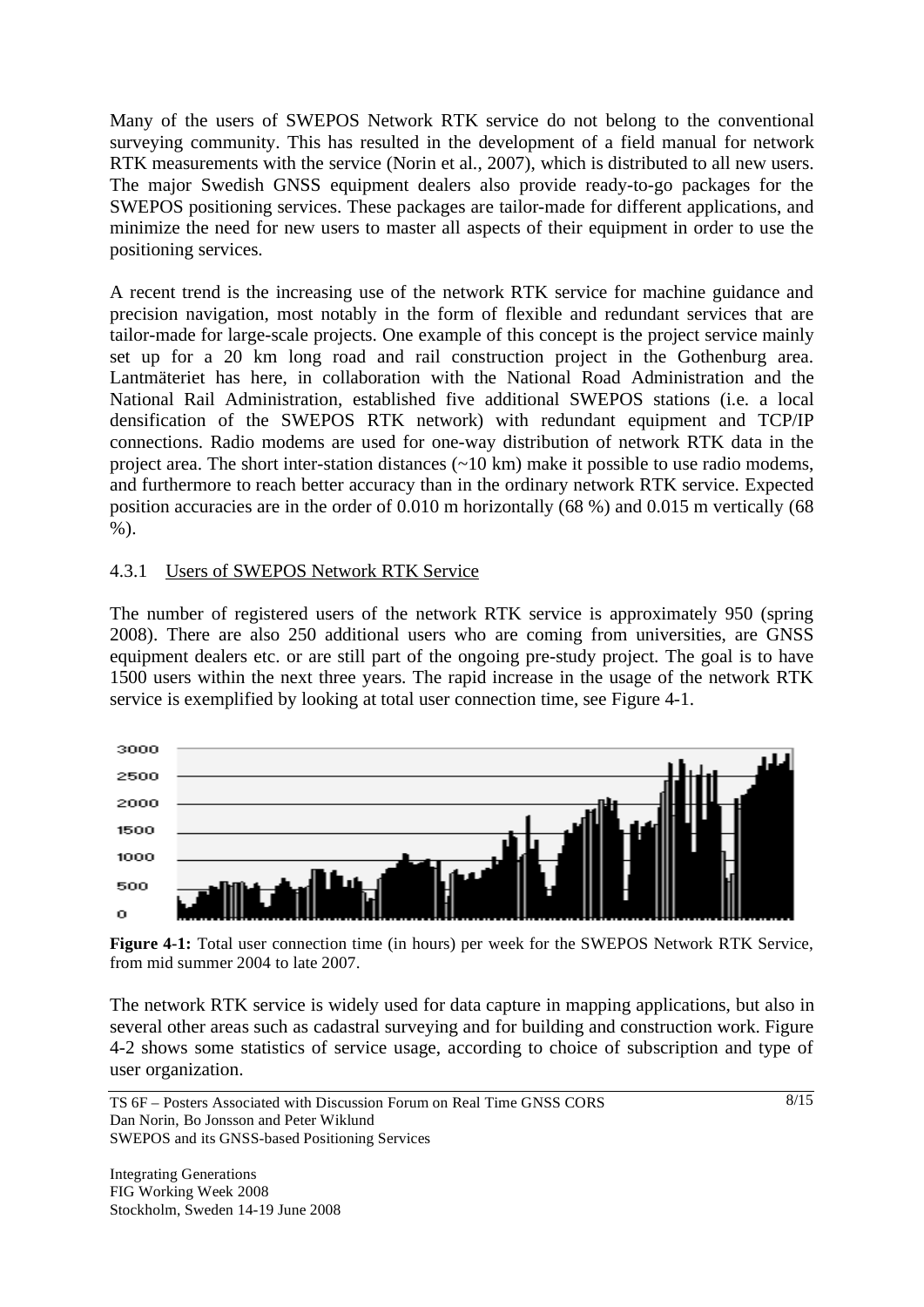Many of the users of SWEPOS Network RTK service do not belong to the conventional surveying community. This has resulted in the development of a field manual for network RTK measurements with the service (Norin et al., 2007), which is distributed to all new users. The major Swedish GNSS equipment dealers also provide ready-to-go packages for the SWEPOS positioning services. These packages are tailor-made for different applications, and minimize the need for new users to master all aspects of their equipment in order to use the positioning services.

A recent trend is the increasing use of the network RTK service for machine guidance and precision navigation, most notably in the form of flexible and redundant services that are tailor-made for large-scale projects. One example of this concept is the project service mainly set up for a 20 km long road and rail construction project in the Gothenburg area. Lantmäteriet has here, in collaboration with the National Road Administration and the National Rail Administration, established five additional SWEPOS stations (i.e. a local densification of the SWEPOS RTK network) with redundant equipment and TCP/IP connections. Radio modems are used for one-way distribution of network RTK data in the project area. The short inter-station distances (~10 km) make it possible to use radio modems, and furthermore to reach better accuracy than in the ordinary network RTK service. Expected position accuracies are in the order of 0.010 m horizontally (68 %) and 0.015 m vertically (68 %).

### 4.3.1 Users of SWEPOS Network RTK Service

The number of registered users of the network RTK service is approximately 950 (spring 2008). There are also 250 additional users who are coming from universities, are GNSS equipment dealers etc. or are still part of the ongoing pre-study project. The goal is to have 1500 users within the next three years. The rapid increase in the usage of the network RTK service is exemplified by looking at total user connection time, see Figure 4-1.

**Figure 4-1:** Total user connection time (in hours) per week for the SWEPOS Network RTK Service, from mid summer 2004 to late 2007.

The network RTK service is widely used for data capture in mapping applications, but also in several other areas such as cadastral surveying and for building and construction work. Figure 4-2 shows some statistics of service usage, according to choice of subscription and type of user organization.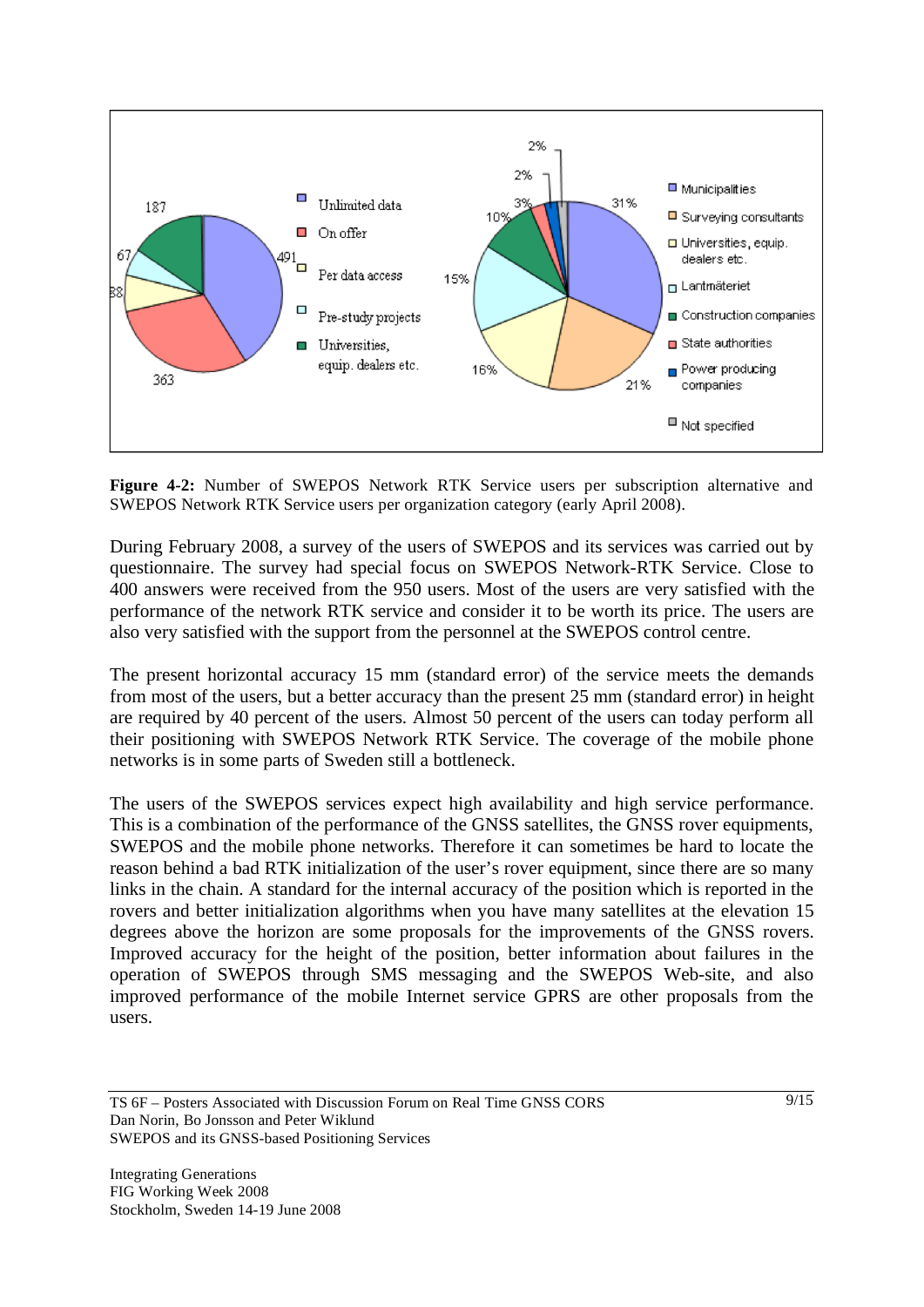**Figure 4-2:** Number of SWEPOS Network RTK Service users per subscription alternative and SWEPOS Network RTK Service users per organization category (early April 2008).

During February 2008, a survey of the users of SWEPOS and its services was carried out by questionnaire. The survey had special focus on SWEPOS Network-RTK Service. Close to 400 answers were received from the 950 users. Most of the users are very satisfied with the performance of the network RTK service and consider it to be worth its price. The users are also very satisfied with the support from the personnel at the SWEPOS control centre.

The present horizontal accuracy 15 mm (standard error) of the service meets the demands from most of the users, but a better accuracy than the present 25 mm (standard error) in height are required by 40 percent of the users. Almost 50 percent of the users can today perform all their positioning with SWEPOS Network RTK Service. The coverage of the mobile phone networks is in some parts of Sweden still a bottleneck.

The users of the SWEPOS services expect high availability and high service performance. This is a combination of the performance of the GNSS satellites, the GNSS rover equipments, SWEPOS and the mobile phone networks. Therefore it can sometimes be hard to locate the reason behind a bad RTK initialization of the user's rover equipment, since there are so many links in the chain. A standard for the internal accuracy of the position which is reported in the rovers and better initialization algorithms when you have many satellites at the elevation 15 degrees above the horizon are some proposals for the improvements of the GNSS rovers. Improved accuracy for the height of the position, better information about failures in the operation of SWEPOS through SMS messaging and the SWEPOS Web-site, and also improved performance of the mobile Internet service GPRS are other proposals from the users.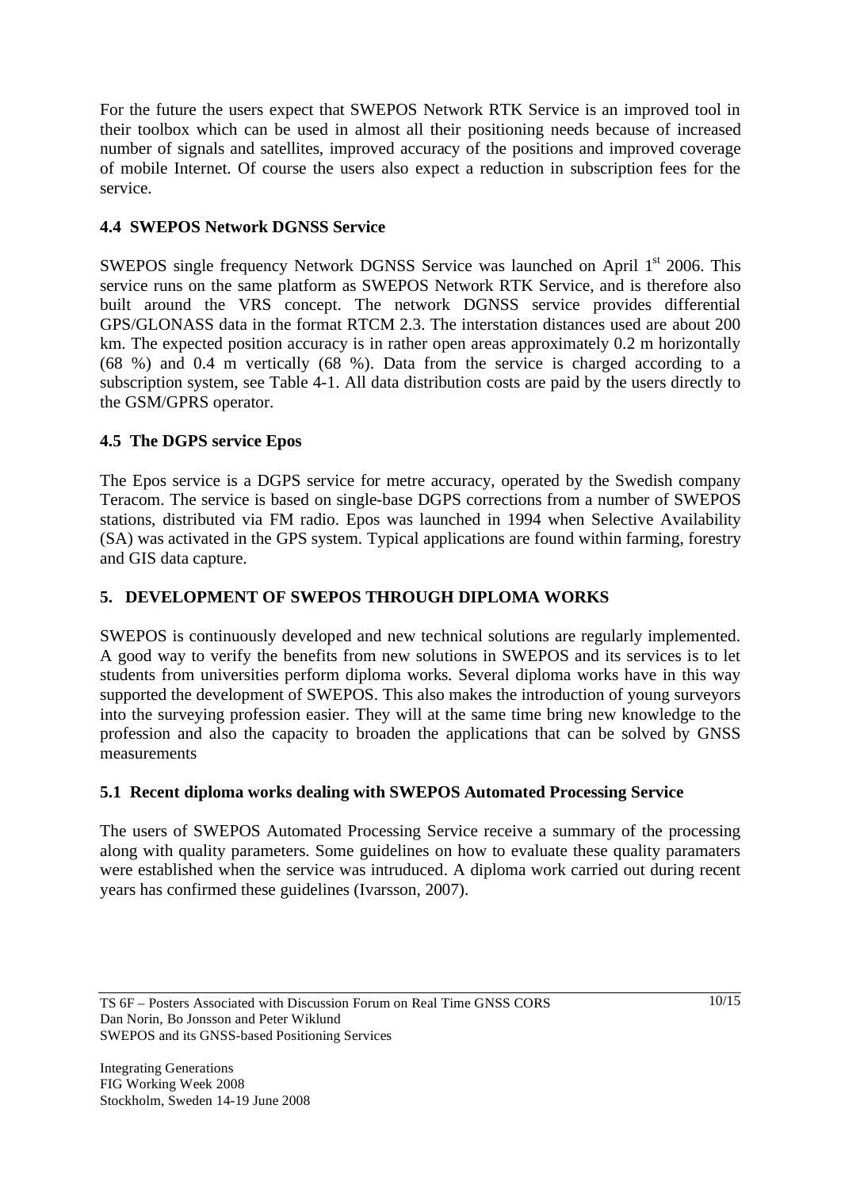For the future the users expect that SWEPOS Network RTK Service is an improved tool in their toolbox which can be used in almost all their positioning needs because of increased number of signals and satellites, improved accuracy of the positions and improved coverage of mobile Internet. Of course the users also expect a reduction in subscription fees for the service.

### 4.4 SWEPOS Network DGNSS Service

SWEPOS single frequency Network DGNSS Service was launched on April 1st 2006. This service runs on the same platform as SWEPOS Network RTK Service, and is therefore also built around the VRS concept. The network DGNSS service provides differential GPS/GLONASS data in the format RTCM 2.3. The interstation distances used are about 200 km. The expected position accuracy is in rather open areas approximately 0.2 m horizontally (68 %) and 0.4 m vertically (68 %). Data from the service is charged according to a subscription system, see Table 4-1. All data distribution costs are paid by the users directly to the GSM/GPRS operator.

### 4.5 The DGPS service Epos

The Epos service is a DGPS service for metre accuracy, operated by the Swedish company Teracom. The service is based on single-base DGPS corrections from a number of SWEPOS stations, distributed via FM radio. Epos was launched in 1994 when Selective Availability (SA) was activated in the GPS system. Typical applications are found within farming, forestry and GIS data capture.

## 5. DEVELOPMENT OF SWEPOS THROUGH DIPLOMA WORKS

SWEPOS is continuously developed and new technical solutions are regularly implemented. A good way to verify the benefits from new solutions in SWEPOS and its services is to let students from universities perform diploma works. Several diploma works have in this way supported the development of SWEPOS. This also makes the introduction of young surveyors into the surveying profession easier. They will at the same time bring new knowledge to the profession and also the capacity to broaden the applications that can be solved by GNSS measurements

### 5.1 Recent diploma works dealing with SWEPOS Automated Processing Service

The users of SWEPOS Automated Processing Service receive a summary of the processing along with quality parameters. Some guidelines on how to evaluate these quality paramaters were established when the service was intruduced. A diploma work carried out during recent years has confirmed these guidelines (Ivarsson, 2007).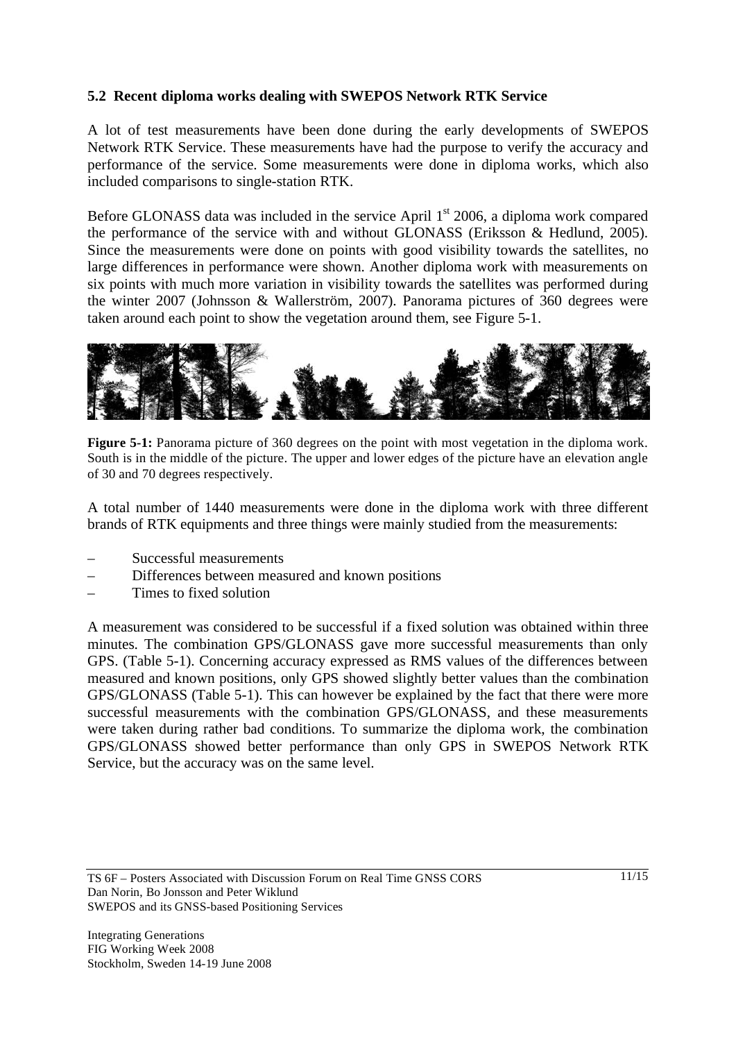### 5.2 Recent diploma works dealing with SWEPOS Network RTK Service

A lot of test measurements have been done during the early developments of SWEPOS Network RTK Service. These measurements have had the purpose to verify the accuracy and performance of the service. Some measurements were done in diploma works, which also included comparisons to single-station RTK.

Before GLONASS data was included in the service April 1st 2006, a diploma work compared the performance of the service with and without GLONASS (Eriksson & Hedlund, 2005). Since the measurements were done on points with good visibility towards the satellites, no large differences in performance were shown. Another diploma work with measurements on six points with much more variation in visibility towards the satellites was performed during the winter 2007 (Johnsson & Wallerström, 2007). Panorama pictures of 360 degrees were taken around each point to show the vegetation around them, see Figure 5-1.

**Figure 5-1:** Panorama picture of 360 degrees on the point with most vegetation in the diploma work. South is in the middle of the picture. The upper and lower edges of the picture have an elevation angle of 30 and 70 degrees respectively.

A total number of 1440 measurements were done in the diploma work with three different brands of RTK equipments and three things were mainly studied from the measurements:

- Successful measurements
- Differences between measured and known positions
- Times to fixed solution

A measurement was considered to be successful if a fixed solution was obtained within three minutes. The combination GPS/GLONASS gave more successful measurements than only GPS. (Table 5-1). Concerning accuracy expressed as RMS values of the differences between measured and known positions, only GPS showed slightly better values than the combination GPS/GLONASS (Table 5-1). This can however be explained by the fact that there were more successful measurements with the combination GPS/GLONASS, and these measurements were taken during rather bad conditions. To summarize the diploma work, the combination GPS/GLONASS showed better performance than only GPS in SWEPOS Network RTK Service, but the accuracy was on the same level.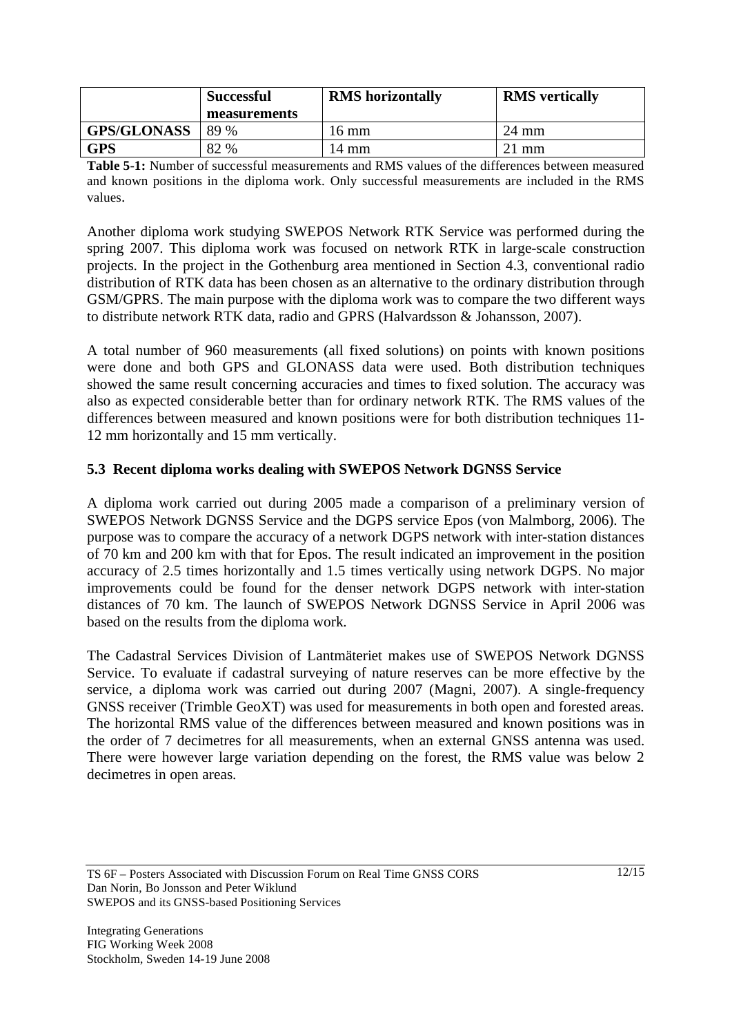|  | Successful measurements | RMS horizontally | RMS vertically |
|---|---|---|---|
| **GPS/GLONASS** | 89 % | 16 mm | 24 mm |
| **GPS** | 82 % | 14 mm | 21 mm |

**Table 5-1:** Number of successful measurements and RMS values of the differences between measured and known positions in the diploma work. Only successful measurements are included in the RMS values.

Another diploma work studying SWEPOS Network RTK Service was performed during the spring 2007. This diploma work was focused on network RTK in large-scale construction projects. In the project in the Gothenburg area mentioned in Section 4.3, conventional radio distribution of RTK data has been chosen as an alternative to the ordinary distribution through GSM/GPRS. The main purpose with the diploma work was to compare the two different ways to distribute network RTK data, radio and GPRS (Halvardsson & Johansson, 2007).

A total number of 960 measurements (all fixed solutions) on points with known positions were done and both GPS and GLONASS data were used. Both distribution techniques showed the same result concerning accuracies and times to fixed solution. The accuracy was also as expected considerable better than for ordinary network RTK. The RMS values of the differences between measured and known positions were for both distribution techniques 11-12 mm horizontally and 15 mm vertically.

### 5.3 Recent diploma works dealing with SWEPOS Network DGNSS Service

A diploma work carried out during 2005 made a comparison of a preliminary version of SWEPOS Network DGNSS Service and the DGPS service Epos (von Malmborg, 2006). The purpose was to compare the accuracy of a network DGPS network with inter-station distances of 70 km and 200 km with that for Epos. The result indicated an improvement in the position accuracy of 2.5 times horizontally and 1.5 times vertically using network DGPS. No major improvements could be found for the denser network DGPS network with inter-station distances of 70 km. The launch of SWEPOS Network DGNSS Service in April 2006 was based on the results from the diploma work.

The Cadastral Services Division of Lantmäteriet makes use of SWEPOS Network DGNSS Service. To evaluate if cadastral surveying of nature reserves can be more effective by the service, a diploma work was carried out during 2007 (Magni, 2007). A single-frequency GNSS receiver (Trimble GeoXT) was used for measurements in both open and forested areas. The horizontal RMS value of the differences between measured and known positions was in the order of 7 decimetres for all measurements, when an external GNSS antenna was used. There were however large variation depending on the forest, the RMS value was below 2 decimetres in open areas.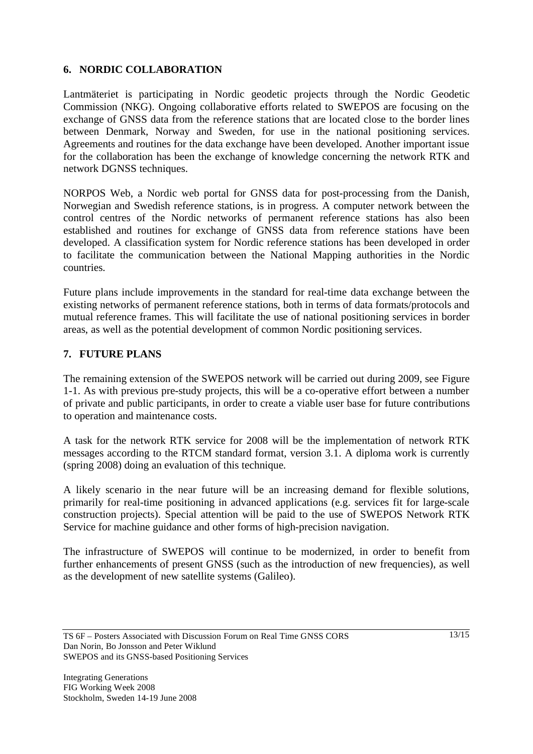## 6. NORDIC COLLABORATION

Lantmäteriet is participating in Nordic geodetic projects through the Nordic Geodetic Commission (NKG). Ongoing collaborative efforts related to SWEPOS are focusing on the exchange of GNSS data from the reference stations that are located close to the border lines between Denmark, Norway and Sweden, for use in the national positioning services. Agreements and routines for the data exchange have been developed. Another important issue for the collaboration has been the exchange of knowledge concerning the network RTK and network DGNSS techniques.

NORPOS Web, a Nordic web portal for GNSS data for post-processing from the Danish, Norwegian and Swedish reference stations, is in progress. A computer network between the control centres of the Nordic networks of permanent reference stations has also been established and routines for exchange of GNSS data from reference stations have been developed. A classification system for Nordic reference stations has been developed in order to facilitate the communication between the National Mapping authorities in the Nordic countries.

Future plans include improvements in the standard for real-time data exchange between the existing networks of permanent reference stations, both in terms of data formats/protocols and mutual reference frames. This will facilitate the use of national positioning services in border areas, as well as the potential development of common Nordic positioning services.

## 7. FUTURE PLANS

The remaining extension of the SWEPOS network will be carried out during 2009, see Figure 1-1. As with previous pre-study projects, this will be a co-operative effort between a number of private and public participants, in order to create a viable user base for future contributions to operation and maintenance costs.

A task for the network RTK service for 2008 will be the implementation of network RTK messages according to the RTCM standard format, version 3.1. A diploma work is currently (spring 2008) doing an evaluation of this technique.

A likely scenario in the near future will be an increasing demand for flexible solutions, primarily for real-time positioning in advanced applications (e.g. services fit for large-scale construction projects). Special attention will be paid to the use of SWEPOS Network RTK Service for machine guidance and other forms of high-precision navigation.

The infrastructure of SWEPOS will continue to be modernized, in order to benefit from further enhancements of present GNSS (such as the introduction of new frequencies), as well as the development of new satellite systems (Galileo).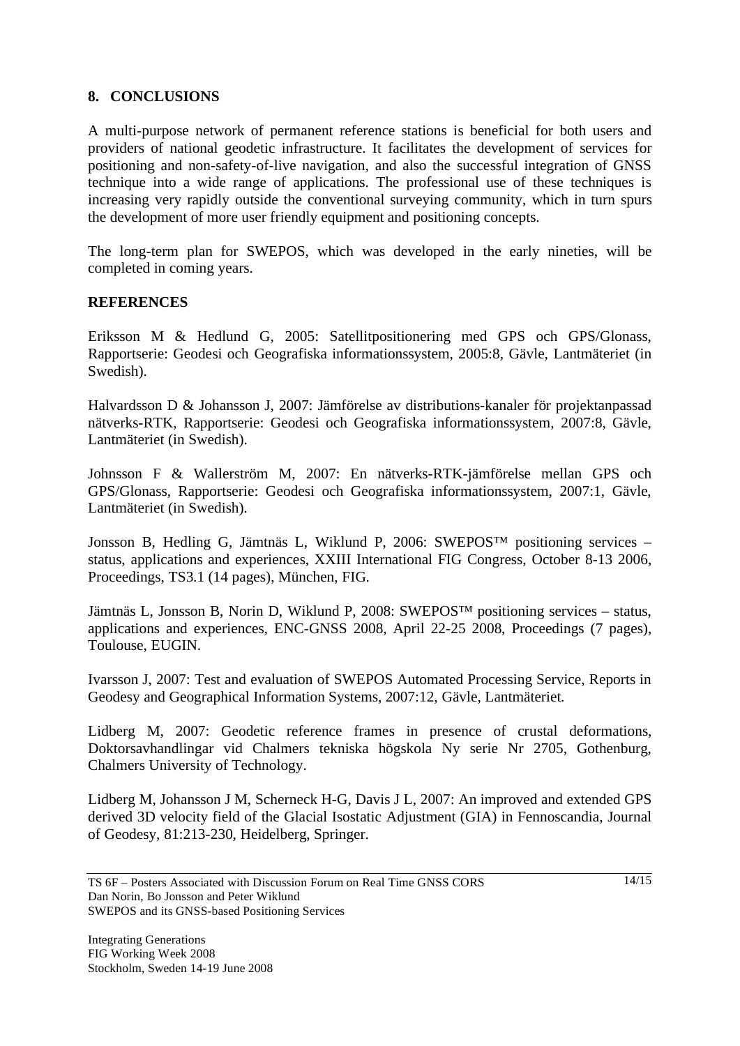## 8. CONCLUSIONS

A multi-purpose network of permanent reference stations is beneficial for both users and providers of national geodetic infrastructure. It facilitates the development of services for positioning and non-safety-of-live navigation, and also the successful integration of GNSS technique into a wide range of applications. The professional use of these techniques is increasing very rapidly outside the conventional surveying community, which in turn spurs the development of more user friendly equipment and positioning concepts.

The long-term plan for SWEPOS, which was developed in the early nineties, will be completed in coming years.

## REFERENCES

Eriksson M & Hedlund G, 2005: Satellitpositionering med GPS och GPS/Glonass, Rapportserie: Geodesi och Geografiska informationssystem, 2005:8, Gävle, Lantmäteriet (in Swedish).

Halvardsson D & Johansson J, 2007: Jämförelse av distributions-kanaler för projektanpassad nätverks-RTK, Rapportserie: Geodesi och Geografiska informationssystem, 2007:8, Gävle, Lantmäteriet (in Swedish).

Johnsson F & Wallerström M, 2007: En nätverks-RTK-jämförelse mellan GPS och GPS/Glonass, Rapportserie: Geodesi och Geografiska informationssystem, 2007:1, Gävle, Lantmäteriet (in Swedish).

Jonsson B, Hedling G, Jämtnäs L, Wiklund P, 2006: SWEPOS™ positioning services – status, applications and experiences, XXIII International FIG Congress, October 8-13 2006, Proceedings, TS3.1 (14 pages), München, FIG.

Jämtnäs L, Jonsson B, Norin D, Wiklund P, 2008: SWEPOS™ positioning services – status, applications and experiences, ENC-GNSS 2008, April 22-25 2008, Proceedings (7 pages), Toulouse, EUGIN.

Ivarsson J, 2007: Test and evaluation of SWEPOS Automated Processing Service, Reports in Geodesy and Geographical Information Systems, 2007:12, Gävle, Lantmäteriet.

Lidberg M, 2007: Geodetic reference frames in presence of crustal deformations, Doktorsavhandlingar vid Chalmers tekniska högskola Ny serie Nr 2705, Gothenburg, Chalmers University of Technology.

Lidberg M, Johansson J M, Scherneck H-G, Davis J L, 2007: An improved and extended GPS derived 3D velocity field of the Glacial Isostatic Adjustment (GIA) in Fennoscandia, Journal of Geodesy, 81:213-230, Heidelberg, Springer.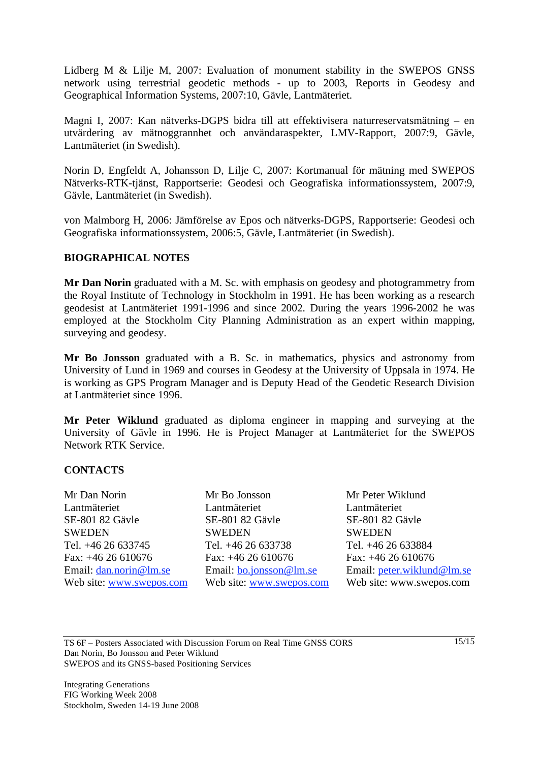Lidberg M & Lilje M, 2007: Evaluation of monument stability in the SWEPOS GNSS network using terrestrial geodetic methods - up to 2003, Reports in Geodesy and Geographical Information Systems, 2007:10, Gävle, Lantmäteriet.

Magni I, 2007: Kan nätverks-DGPS bidra till att effektivisera naturreservatsmätning – en utvärdering av mätnoggrannhet och användaraspekter, LMV-Rapport, 2007:9, Gävle, Lantmäteriet (in Swedish).

Norin D, Engfeldt A, Johansson D, Lilje C, 2007: Kortmanual för mätning med SWEPOS Nätverks-RTK-tjänst, Rapportserie: Geodesi och Geografiska informationssystem, 2007:9, Gävle, Lantmäteriet (in Swedish).

von Malmborg H, 2006: Jämförelse av Epos och nätverks-DGPS, Rapportserie: Geodesi och Geografiska informationssystem, 2006:5, Gävle, Lantmäteriet (in Swedish).

## BIOGRAPHICAL NOTES

**Mr Dan Norin** graduated with a M. Sc. with emphasis on geodesy and photogrammetry from the Royal Institute of Technology in Stockholm in 1991. He has been working as a research geodesist at Lantmäteriet 1991-1996 and since 2002. During the years 1996-2002 he was employed at the Stockholm City Planning Administration as an expert within mapping, surveying and geodesy.

**Mr Bo Jonsson** graduated with a B. Sc. in mathematics, physics and astronomy from University of Lund in 1969 and courses in Geodesy at the University of Uppsala in 1974. He is working as GPS Program Manager and is Deputy Head of the Geodetic Research Division at Lantmäteriet since 1996.

**Mr Peter Wiklund** graduated as diploma engineer in mapping and surveying at the University of Gävle in 1996. He is Project Manager at Lantmäteriet for the SWEPOS Network RTK Service.

## CONTACTS

Mr Dan Norin
Lantmäteriet
SE-801 82 Gävle
SWEDEN
Tel. +46 26 633745
Fax: +46 26 610676
Email: dan.norin@lm.se
Web site: www.swepos.com

Mr Bo Jonsson
Lantmäteriet
SE-801 82 Gävle
SWEDEN
Tel. +46 26 633738
Fax: +46 26 610676
Email: bo.jonsson@lm.se
Web site: www.swepos.com

Mr Peter Wiklund
Lantmäteriet
SE-801 82 Gävle
SWEDEN
Tel. +46 26 633884
Fax: +46 26 610676
Email: peter.wiklund@lm.se
Web site: www.swepos.com